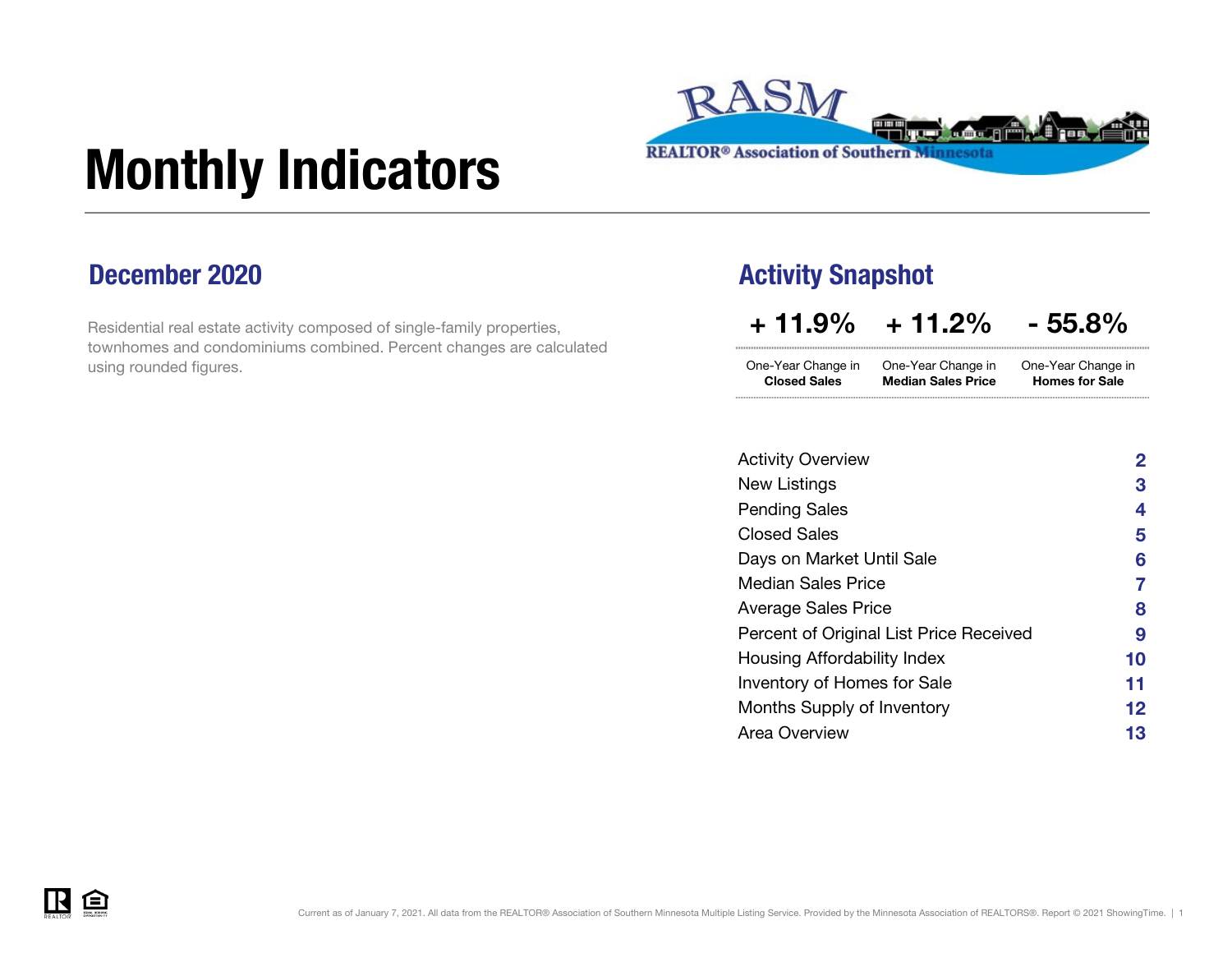# Monthly Indicators

REALTOR® Association of Southern Minnesota

## December 2020

Residential real estate activity composed of single-family properties, townhomes and condominiums combined. Percent changes are calculated using rounded figures.

## Activity Snapshot

| + 11.9% | + 11.2% | - 55.8% |
|---|---|---|
| One-Year Change in **Closed Sales** | One-Year Change in **Median Sales Price** | One-Year Change in **Homes for Sale** |

| | |
|---|---|
| Activity Overview | 2 |
| New Listings | 3 |
| Pending Sales | 4 |
| Closed Sales | 5 |
| Days on Market Until Sale | 6 |
| Median Sales Price | 7 |
| Average Sales Price | 8 |
| Percent of Original List Price Received | 9 |
| Housing Affordability Index | 10 |
| Inventory of Homes for Sale | 11 |
| Months Supply of Inventory | 12 |
| Area Overview | 13 |

Current as of January 7, 2021. All data from the REALTOR® Association of Southern Minnesota Multiple Listing Service. Provided by the Minnesota Association of REALTORS®. Report © 2021 ShowingTime.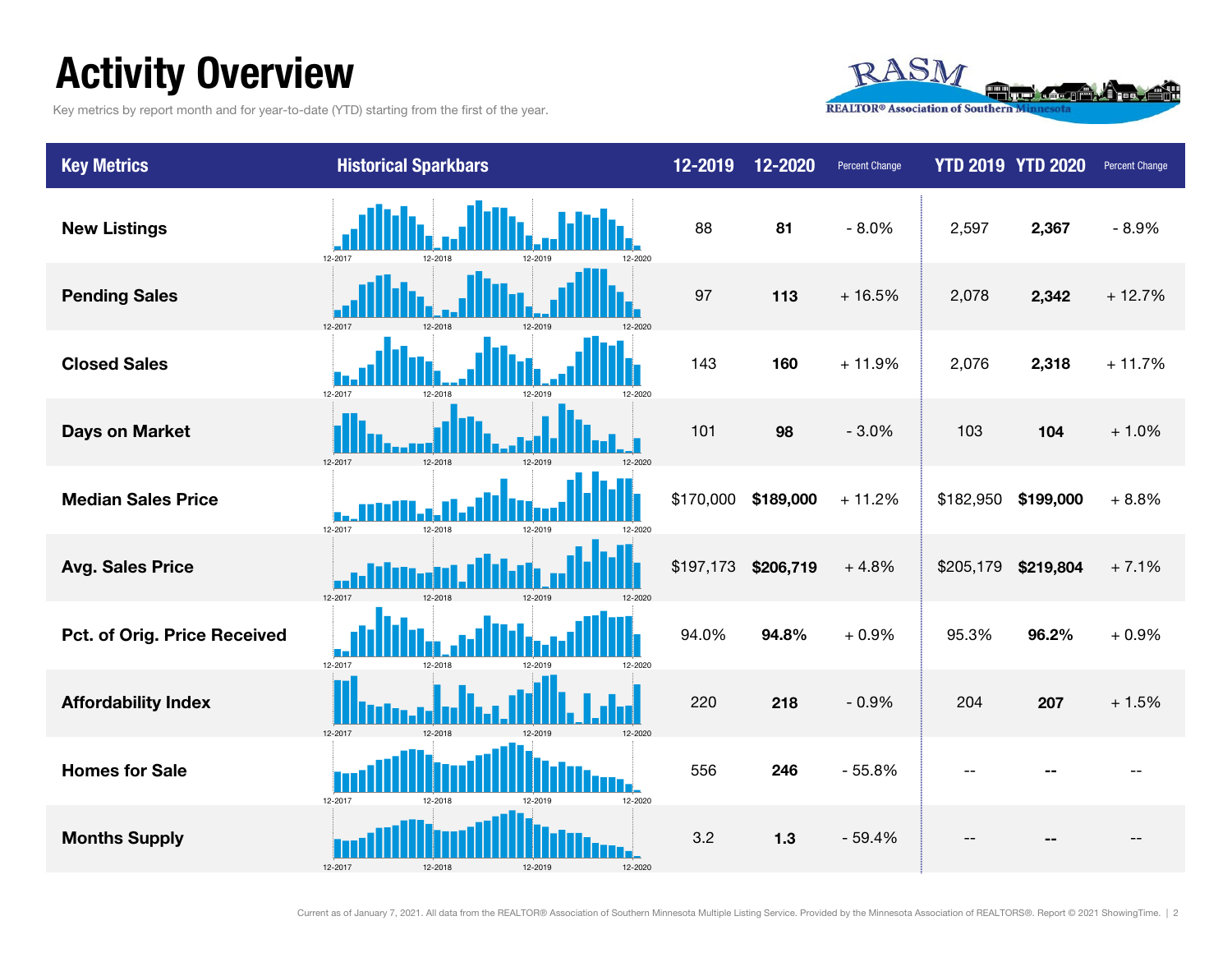# Activity Overview

Key metrics by report month and for year-to-date (YTD) starting from the first of the year.

| Key Metrics | Historical Sparkbars | 12-2019 | 12-2020 | Percent Change | YTD 2019 | YTD 2020 | Percent Change |
|---|---|---|---|---|---|---|---|
| New Listings | 12-2017 12-2018 12-2019 12-2020 | 88 | **81** | - 8.0% | 2,597 | **2,367** | - 8.9% |
| Pending Sales | 12-2017 12-2018 12-2019 12-2020 | 97 | **113** | + 16.5% | 2,078 | **2,342** | + 12.7% |
| Closed Sales | 12-2017 12-2018 12-2019 12-2020 | 143 | **160** | + 11.9% | 2,076 | **2,318** | + 11.7% |
| Days on Market | 12-2017 12-2018 12-2019 12-2020 | 101 | **98** | - 3.0% | 103 | **104** | + 1.0% |
| Median Sales Price | 12-2017 12-2018 12-2019 12-2020 | $170,000 | **$189,000** | + 11.2% | $182,950 | **$199,000** | + 8.8% |
| Avg. Sales Price | 12-2017 12-2018 12-2019 12-2020 | $197,173 | **$206,719** | + 4.8% | $205,179 | **$219,804** | + 7.1% |
| Pct. of Orig. Price Received | 12-2017 12-2018 12-2019 12-2020 | 94.0% | **94.8%** | + 0.9% | 95.3% | **96.2%** | + 0.9% |
| Affordability Index | 12-2017 12-2018 12-2019 12-2020 | 220 | **218** | - 0.9% | 204 | **207** | + 1.5% |
| Homes for Sale | 12-2017 12-2018 12-2019 12-2020 | 556 | **246** | - 55.8% | -- | **--** | -- |
| Months Supply | 12-2017 12-2018 12-2019 12-2020 | 3.2 | **1.3** | - 59.4% | -- | **--** | -- |

Current as of January 7, 2021. All data from the REALTOR® Association of Southern Minnesota Multiple Listing Service. Provided by the Minnesota Association of REALTORS®. Report © 2021 ShowingTime.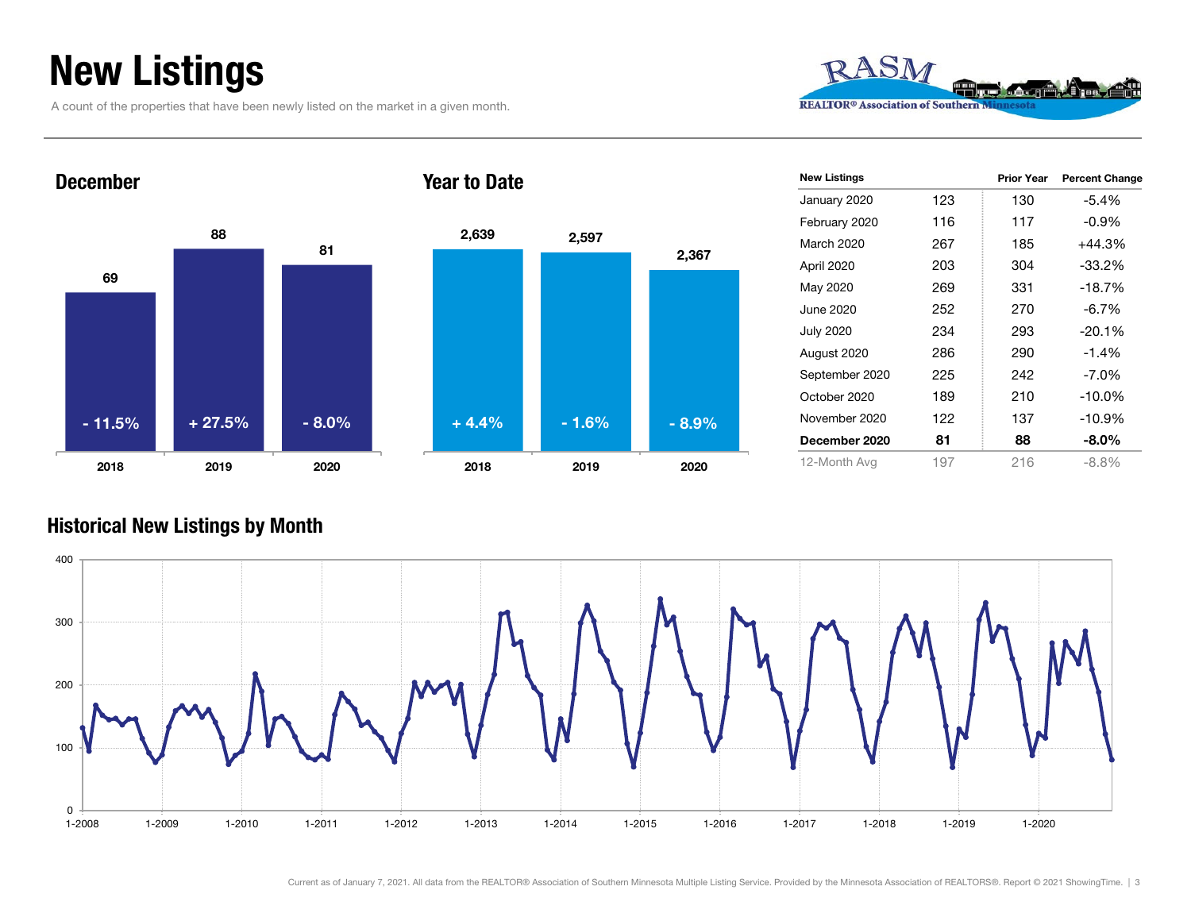# New Listings

A count of the properties that have been newly listed on the market in a given month.

REALTOR® Association of Southern Minnesota

## December

| | 2018 | 2019 | 2020 |
|---|---|---|---|
| New Listings | 69 | 88 | 81 |
| Percent Change | - 11.5% | + 27.5% | - 8.0% |

## Year to Date

| | 2018 | 2019 | 2020 |
|---|---|---|---|
| New Listings | 2,639 | 2,597 | 2,367 |
| Percent Change | + 4.4% | - 1.6% | - 8.9% |

| New Listings | | Prior Year | Percent Change |
|---|---|---|---|
| January 2020 | 123 | 130 | -5.4% |
| February 2020 | 116 | 117 | -0.9% |
| March 2020 | 267 | 185 | +44.3% |
| April 2020 | 203 | 304 | -33.2% |
| May 2020 | 269 | 331 | -18.7% |
| June 2020 | 252 | 270 | -6.7% |
| July 2020 | 234 | 293 | -20.1% |
| August 2020 | 286 | 290 | -1.4% |
| September 2020 | 225 | 242 | -7.0% |
| October 2020 | 189 | 210 | -10.0% |
| November 2020 | 122 | 137 | -10.9% |
| **December 2020** | **81** | **88** | **-8.0%** |
| 12-Month Avg | 197 | 216 | -8.8% |

## Historical New Listings by Month

Current as of January 7, 2021. All data from the REALTOR® Association of Southern Minnesota Multiple Listing Service. Provided by the Minnesota Association of REALTORS®. Report © 2021 ShowingTime.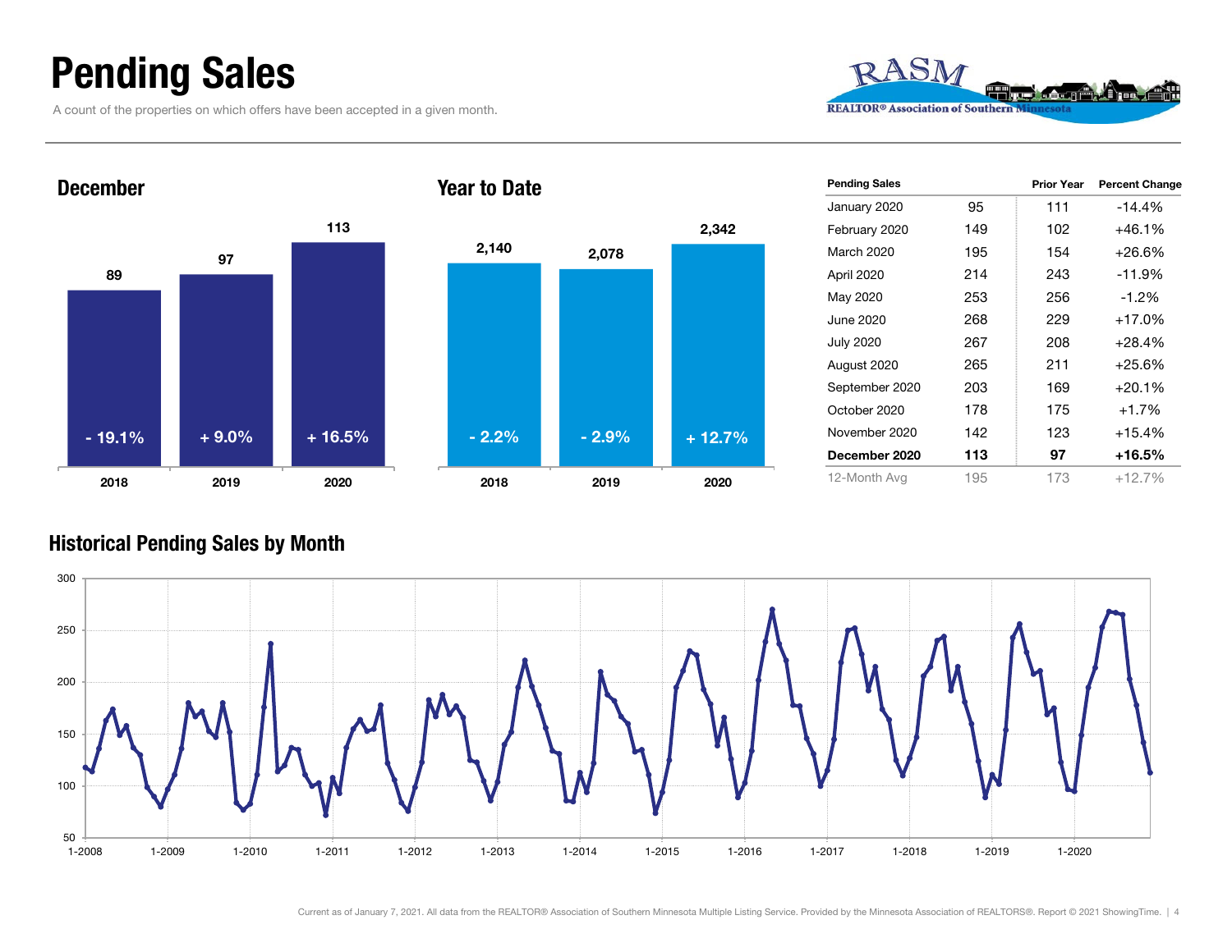# Pending Sales

A count of the properties on which offers have been accepted in a given month.

## December

| | 2018 | 2019 | 2020 |
|---|---|---|---|
| Pending Sales | 89 | 97 | 113 |
| Percent Change | - 19.1% | + 9.0% | + 16.5% |

## Year to Date

| | 2018 | 2019 | 2020 |
|---|---|---|---|
| Pending Sales | 2,140 | 2,078 | 2,342 |
| Percent Change | - 2.2% | - 2.9% | + 12.7% |

| Pending Sales | | Prior Year | Percent Change |
|---|---|---|---|
| January 2020 | 95 | 111 | -14.4% |
| February 2020 | 149 | 102 | +46.1% |
| March 2020 | 195 | 154 | +26.6% |
| April 2020 | 214 | 243 | -11.9% |
| May 2020 | 253 | 256 | -1.2% |
| June 2020 | 268 | 229 | +17.0% |
| July 2020 | 267 | 208 | +28.4% |
| August 2020 | 265 | 211 | +25.6% |
| September 2020 | 203 | 169 | +20.1% |
| October 2020 | 178 | 175 | +1.7% |
| November 2020 | 142 | 123 | +15.4% |
| **December 2020** | **113** | **97** | **+16.5%** |
| 12-Month Avg | 195 | 173 | +12.7% |

## Historical Pending Sales by Month

Current as of January 7, 2021. All data from the REALTOR® Association of Southern Minnesota Multiple Listing Service. Provided by the Minnesota Association of REALTORS®. Report © 2021 ShowingTime.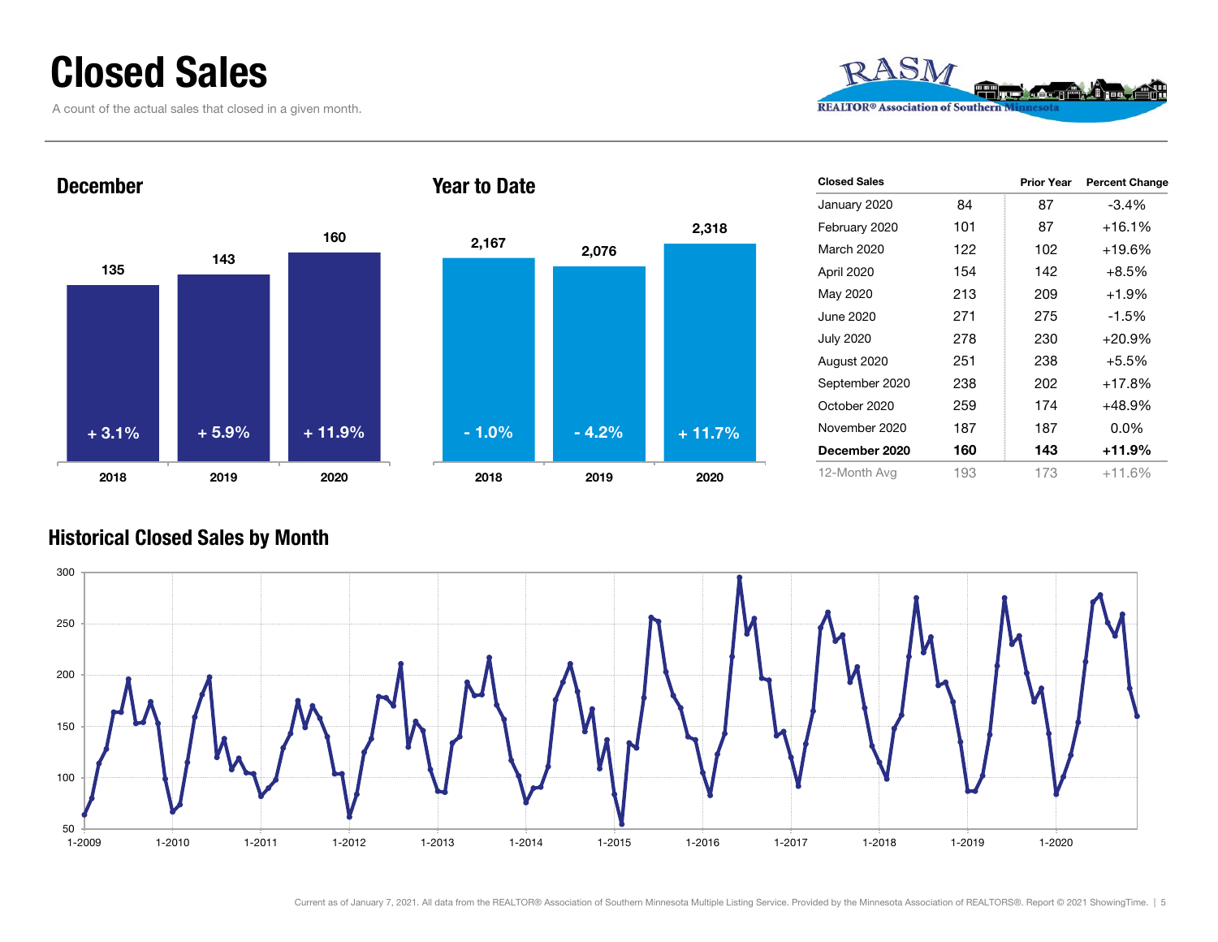# Closed Sales

A count of the actual sales that closed in a given month.

## December

| | 2018 | 2019 | 2020 |
|---|---|---|---|
| Closed Sales | 135 | 143 | 160 |
| Change | + 3.1% | + 5.9% | + 11.9% |

## Year to Date

| | 2018 | 2019 | 2020 |
|---|---|---|---|
| Closed Sales | 2,167 | 2,076 | 2,318 |
| Change | - 1.0% | - 4.2% | + 11.7% |

| Closed Sales | | Prior Year | Percent Change |
|---|---|---|---|
| January 2020 | 84 | 87 | -3.4% |
| February 2020 | 101 | 87 | +16.1% |
| March 2020 | 122 | 102 | +19.6% |
| April 2020 | 154 | 142 | +8.5% |
| May 2020 | 213 | 209 | +1.9% |
| June 2020 | 271 | 275 | -1.5% |
| July 2020 | 278 | 230 | +20.9% |
| August 2020 | 251 | 238 | +5.5% |
| September 2020 | 238 | 202 | +17.8% |
| October 2020 | 259 | 174 | +48.9% |
| November 2020 | 187 | 187 | 0.0% |
| **December 2020** | **160** | **143** | **+11.9%** |
| 12-Month Avg | 193 | 173 | +11.6% |

## Historical Closed Sales by Month

Current as of January 7, 2021. All data from the REALTOR® Association of Southern Minnesota Multiple Listing Service. Provided by the Minnesota Association of REALTORS®. Report © 2021 ShowingTime.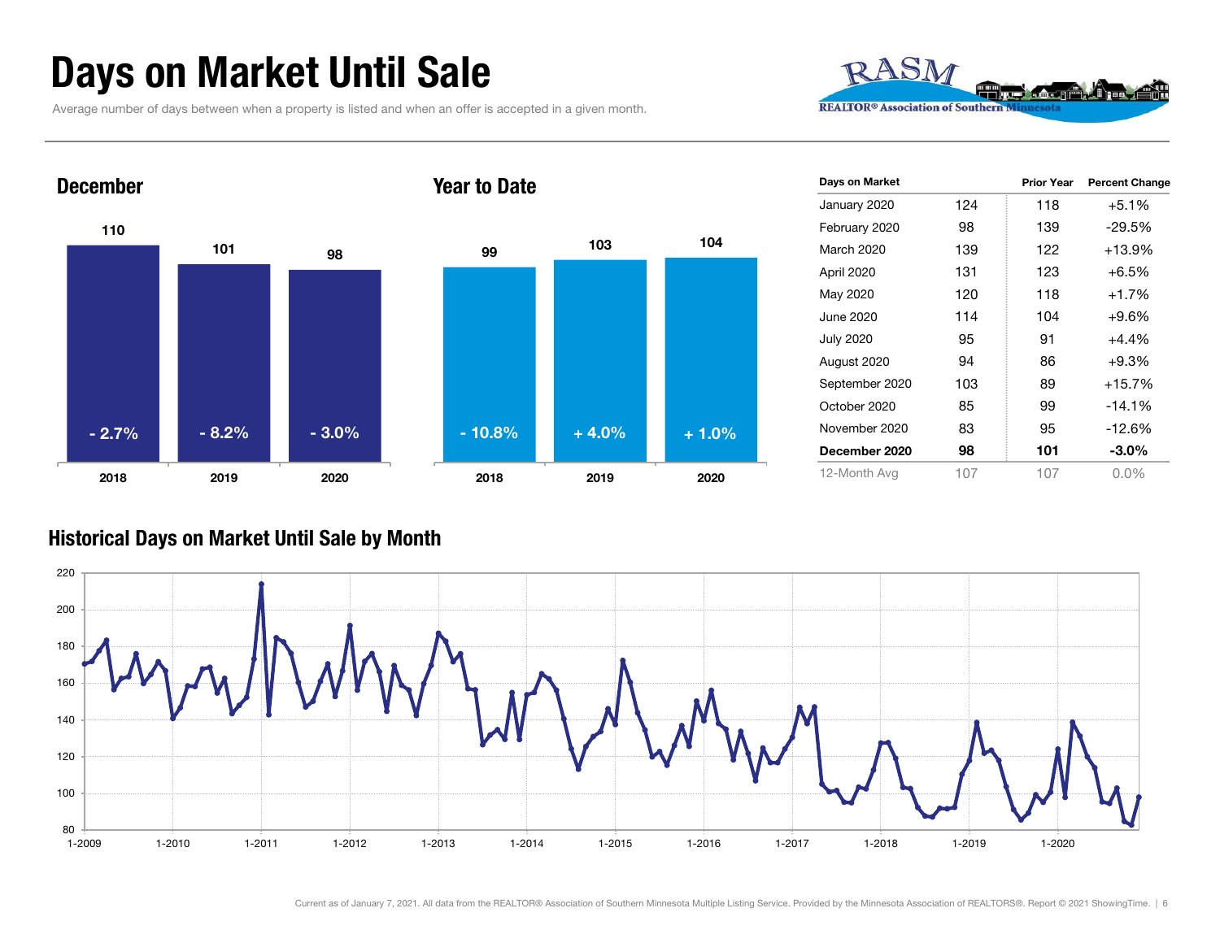# Days on Market Until Sale

Average number of days between when a property is listed and when an offer is accepted in a given month.

RASM REALTOR® Association of Southern Minnesota

## December

| | 2018 | 2019 | 2020 |
|---|---|---|---|
| Days | 110 | 101 | 98 |
| Change | - 2.7% | - 8.2% | - 3.0% |

## Year to Date

| | 2018 | 2019 | 2020 |
|---|---|---|---|
| Days | 99 | 103 | 104 |
| Change | - 10.8% | + 4.0% | + 1.0% |

| Days on Market | | Prior Year | Percent Change |
|---|---|---|---|
| January 2020 | 124 | 118 | +5.1% |
| February 2020 | 98 | 139 | -29.5% |
| March 2020 | 139 | 122 | +13.9% |
| April 2020 | 131 | 123 | +6.5% |
| May 2020 | 120 | 118 | +1.7% |
| June 2020 | 114 | 104 | +9.6% |
| July 2020 | 95 | 91 | +4.4% |
| August 2020 | 94 | 86 | +9.3% |
| September 2020 | 103 | 89 | +15.7% |
| October 2020 | 85 | 99 | -14.1% |
| November 2020 | 83 | 95 | -12.6% |
| **December 2020** | **98** | **101** | **-3.0%** |
| 12-Month Avg | 107 | 107 | 0.0% |

## Historical Days on Market Until Sale by Month

Current as of January 7, 2021. All data from the REALTOR® Association of Southern Minnesota Multiple Listing Service. Provided by the Minnesota Association of REALTORS®. Report © 2021 ShowingTime.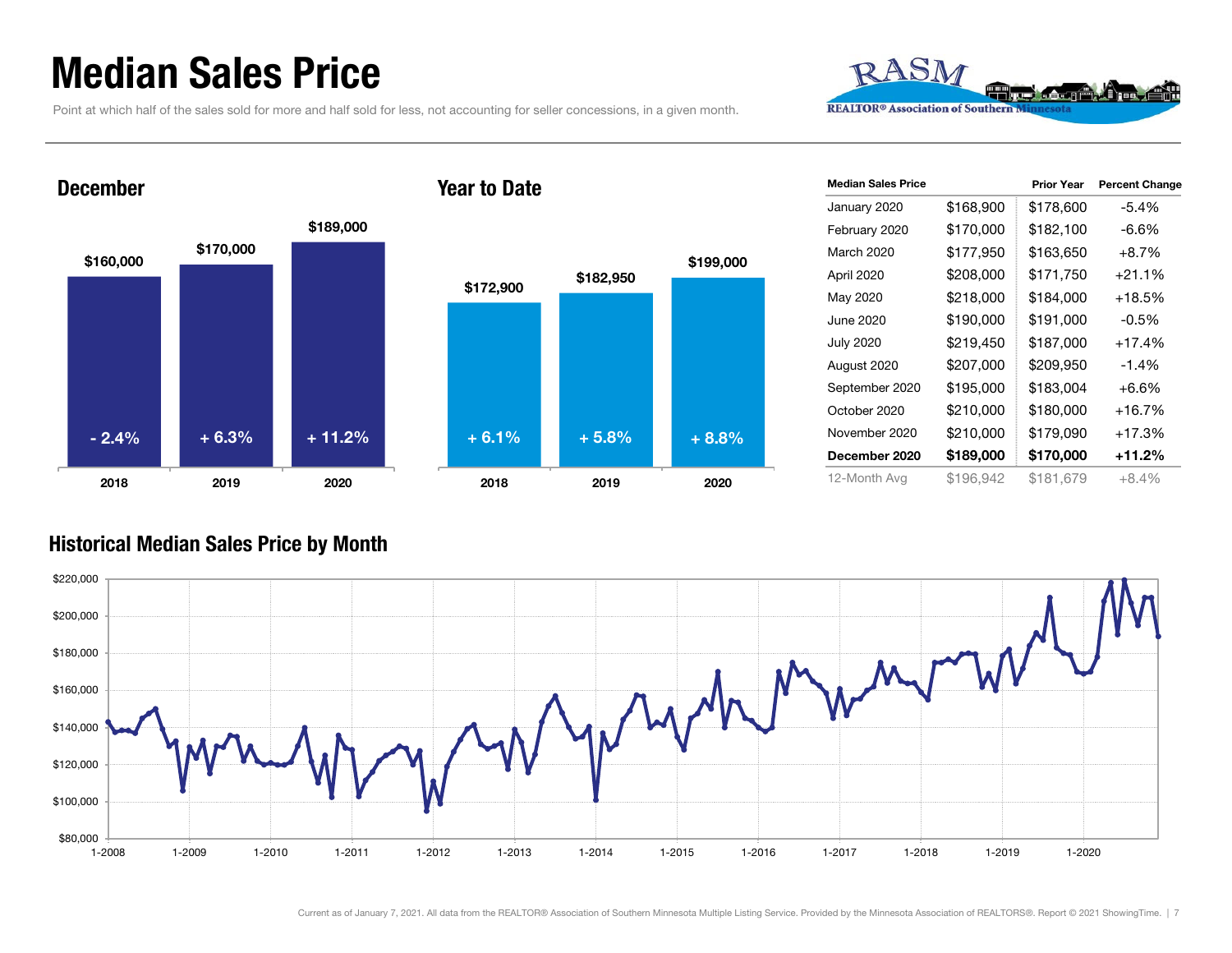# Median Sales Price

Point at which half of the sales sold for more and half sold for less, not accounting for seller concessions, in a given month.

RASM
REALTOR® Association of Southern Minnesota

## December

| Year | Median Sales Price | Change |
| --- | --- | --- |
| 2018 | $160,000 | - 2.4% |
| 2019 | $170,000 | + 6.3% |
| 2020 | $189,000 | + 11.2% |

## Year to Date

| Year | Median Sales Price | Change |
| --- | --- | --- |
| 2018 | $172,900 | + 6.1% |
| 2019 | $182,950 | + 5.8% |
| 2020 | $199,000 | + 8.8% |

| Median Sales Price | | Prior Year | Percent Change |
| --- | --- | --- | --- |
| January 2020 | $168,900 | $178,600 | -5.4% |
| February 2020 | $170,000 | $182,100 | -6.6% |
| March 2020 | $177,950 | $163,650 | +8.7% |
| April 2020 | $208,000 | $171,750 | +21.1% |
| May 2020 | $218,000 | $184,000 | +18.5% |
| June 2020 | $190,000 | $191,000 | -0.5% |
| July 2020 | $219,450 | $187,000 | +17.4% |
| August 2020 | $207,000 | $209,950 | -1.4% |
| September 2020 | $195,000 | $183,004 | +6.6% |
| October 2020 | $210,000 | $180,000 | +16.7% |
| November 2020 | $210,000 | $179,090 | +17.3% |
| **December 2020** | **$189,000** | **$170,000** | **+11.2%** |
| 12-Month Avg | $196,942 | $181,679 | +8.4% |

## Historical Median Sales Price by Month

Current as of January 7, 2021. All data from the REALTOR® Association of Southern Minnesota Multiple Listing Service. Provided by the Minnesota Association of REALTORS®. Report © 2021 ShowingTime.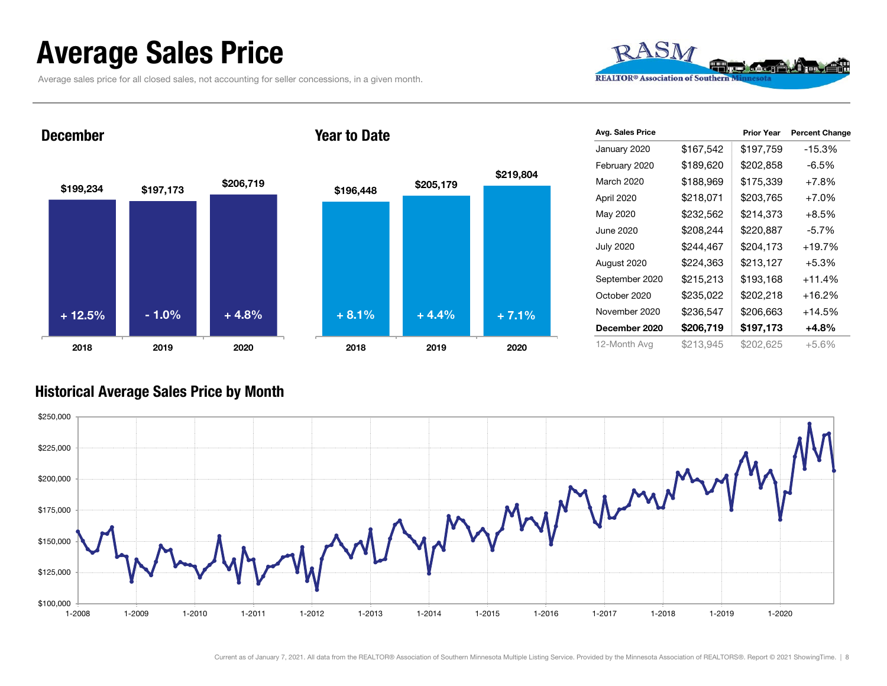# Average Sales Price

Average sales price for all closed sales, not accounting for seller concessions, in a given month.

## December

| | 2018 | 2019 | 2020 |
|---|---|---|---|
| Average Sales Price | $199,234 | $197,173 | $206,719 |
| Change | + 12.5% | - 1.0% | + 4.8% |

## Year to Date

| | 2018 | 2019 | 2020 |
|---|---|---|---|
| Average Sales Price | $196,448 | $205,179 | $219,804 |
| Change | + 8.1% | + 4.4% | + 7.1% |

| Avg. Sales Price | | Prior Year | Percent Change |
|---|---|---|---|
| January 2020 | $167,542 | $197,759 | -15.3% |
| February 2020 | $189,620 | $202,858 | -6.5% |
| March 2020 | $188,969 | $175,339 | +7.8% |
| April 2020 | $218,071 | $203,765 | +7.0% |
| May 2020 | $232,562 | $214,373 | +8.5% |
| June 2020 | $208,244 | $220,887 | -5.7% |
| July 2020 | $244,467 | $204,173 | +19.7% |
| August 2020 | $224,363 | $213,127 | +5.3% |
| September 2020 | $215,213 | $193,168 | +11.4% |
| October 2020 | $235,022 | $202,218 | +16.2% |
| November 2020 | $236,547 | $206,663 | +14.5% |
| **December 2020** | **$206,719** | **$197,173** | **+4.8%** |
| 12-Month Avg | $213,945 | $202,625 | +5.6% |

## Historical Average Sales Price by Month

Current as of January 7, 2021. All data from the REALTOR® Association of Southern Minnesota Multiple Listing Service. Provided by the Minnesota Association of REALTORS®. Report © 2021 ShowingTime.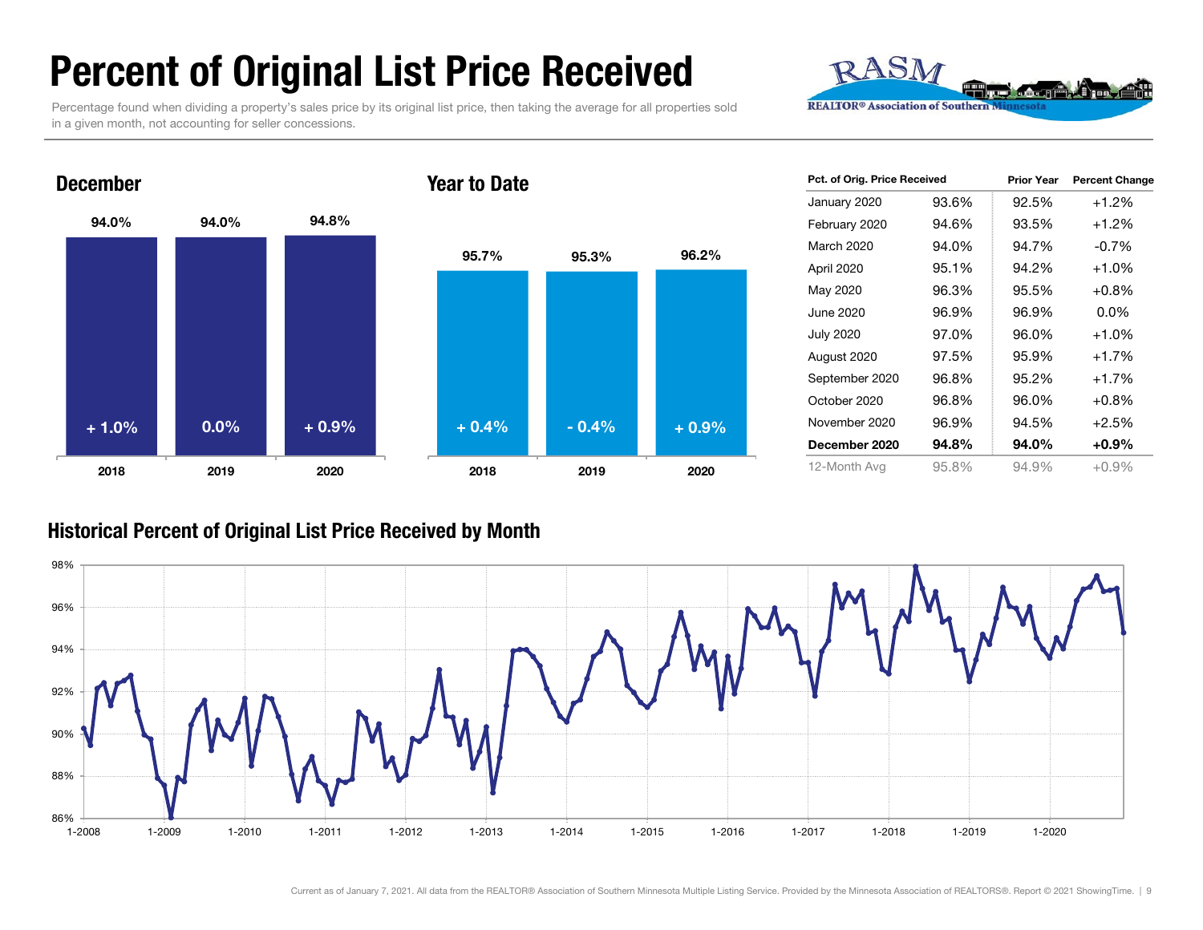# Percent of Original List Price Received

Percentage found when dividing a property's sales price by its original list price, then taking the average for all properties sold in a given month, not accounting for seller concessions.

REALTOR® Association of Southern Minnesota

## December

| | 2018 | 2019 | 2020 |
|---|---|---|---|
| Value | 94.0% | 94.0% | 94.8% |
| Change | + 1.0% | 0.0% | + 0.9% |

## Year to Date

| | 2018 | 2019 | 2020 |
|---|---|---|---|
| Value | 95.7% | 95.3% | 96.2% |
| Change | + 0.4% | - 0.4% | + 0.9% |

| Pct. of Orig. Price Received | | Prior Year | Percent Change |
|---|---|---|---|
| January 2020 | 93.6% | 92.5% | +1.2% |
| February 2020 | 94.6% | 93.5% | +1.2% |
| March 2020 | 94.0% | 94.7% | -0.7% |
| April 2020 | 95.1% | 94.2% | +1.0% |
| May 2020 | 96.3% | 95.5% | +0.8% |
| June 2020 | 96.9% | 96.9% | 0.0% |
| July 2020 | 97.0% | 96.0% | +1.0% |
| August 2020 | 97.5% | 95.9% | +1.7% |
| September 2020 | 96.8% | 95.2% | +1.7% |
| October 2020 | 96.8% | 96.0% | +0.8% |
| November 2020 | 96.9% | 94.5% | +2.5% |
| **December 2020** | **94.8%** | **94.0%** | **+0.9%** |
| 12-Month Avg | 95.8% | 94.9% | +0.9% |

## Historical Percent of Original List Price Received by Month

Current as of January 7, 2021. All data from the REALTOR® Association of Southern Minnesota Multiple Listing Service. Provided by the Minnesota Association of REALTORS®. Report © 2021 ShowingTime.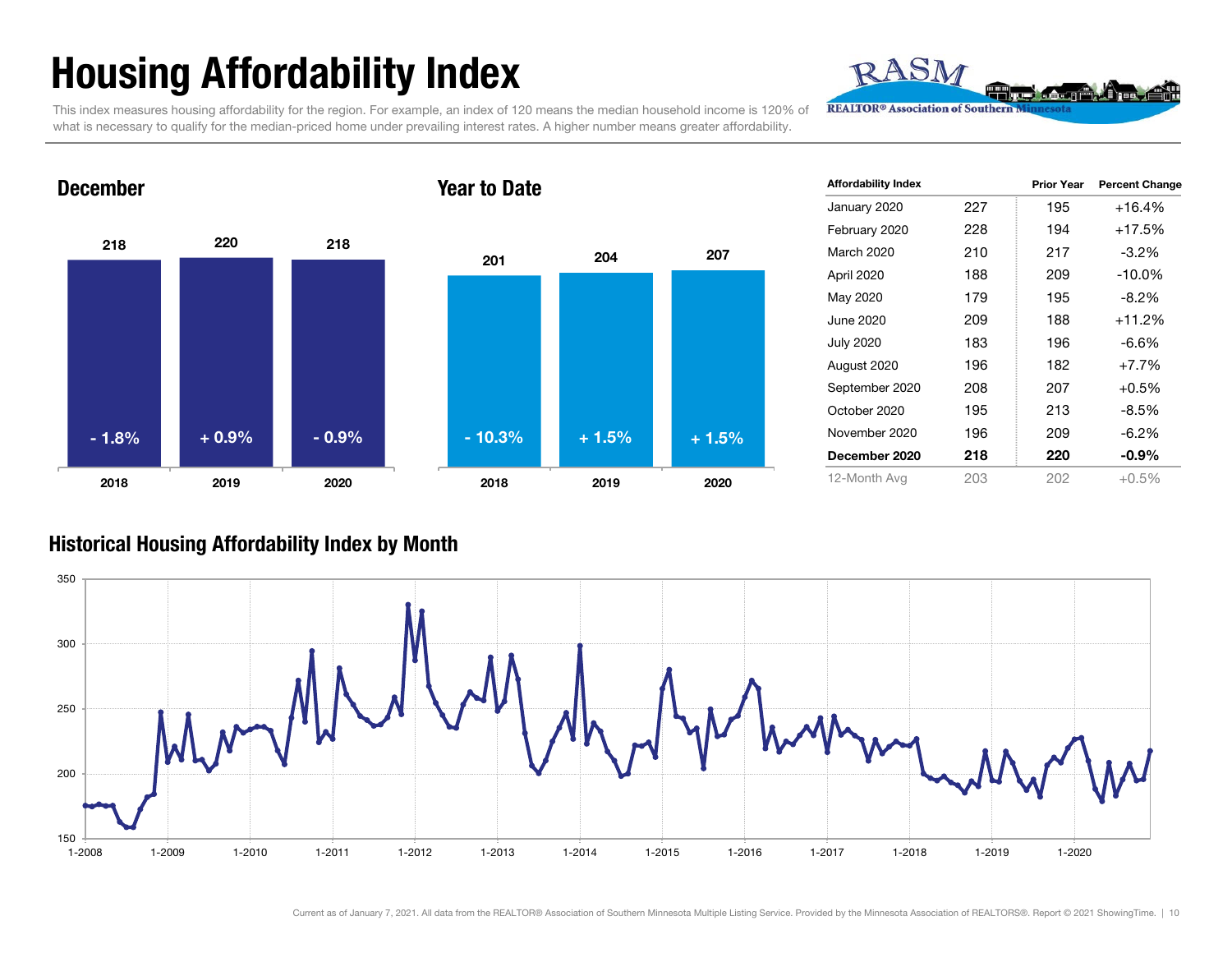# Housing Affordability Index

This index measures housing affordability for the region. For example, an index of 120 means the median household income is 120% of what is necessary to qualify for the median-priced home under prevailing interest rates. A higher number means greater affordability.

## December

| Year | Index | Change |
|---|---|---|
| 2018 | 218 | - 1.8% |
| 2019 | 220 | + 0.9% |
| 2020 | 218 | - 0.9% |

## Year to Date

| Year | Index | Change |
|---|---|---|
| 2018 | 201 | - 10.3% |
| 2019 | 204 | + 1.5% |
| 2020 | 207 | + 1.5% |

| Affordability Index | | Prior Year | Percent Change |
|---|---|---|---|
| January 2020 | 227 | 195 | +16.4% |
| February 2020 | 228 | 194 | +17.5% |
| March 2020 | 210 | 217 | -3.2% |
| April 2020 | 188 | 209 | -10.0% |
| May 2020 | 179 | 195 | -8.2% |
| June 2020 | 209 | 188 | +11.2% |
| July 2020 | 183 | 196 | -6.6% |
| August 2020 | 196 | 182 | +7.7% |
| September 2020 | 208 | 207 | +0.5% |
| October 2020 | 195 | 213 | -8.5% |
| November 2020 | 196 | 209 | -6.2% |
| **December 2020** | **218** | **220** | **-0.9%** |
| 12-Month Avg | 203 | 202 | +0.5% |

## Historical Housing Affordability Index by Month

Current as of January 7, 2021. All data from the REALTOR® Association of Southern Minnesota Multiple Listing Service. Provided by the Minnesota Association of REALTORS®. Report © 2021 ShowingTime.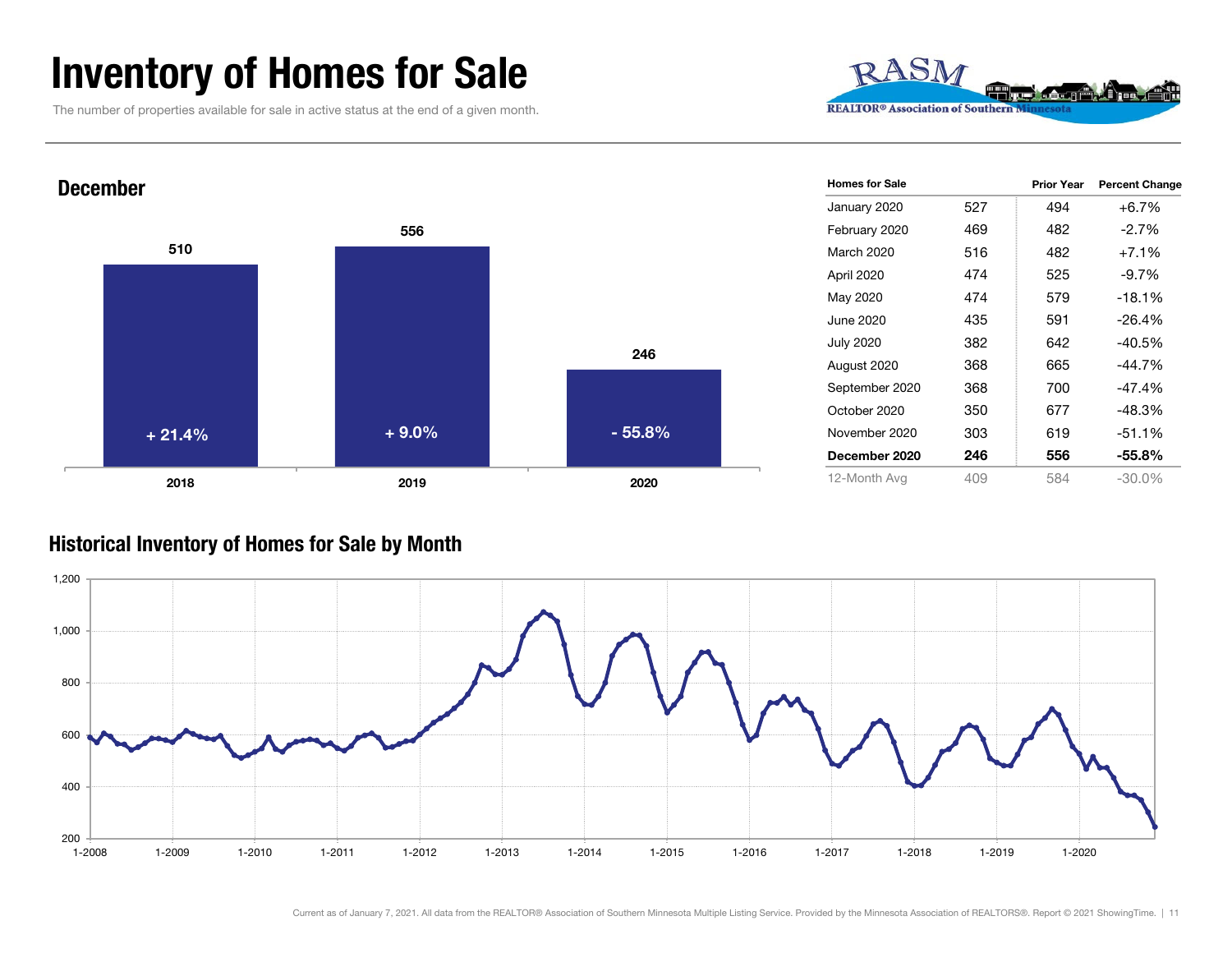# Inventory of Homes for Sale

The number of properties available for sale in active status at the end of a given month.

## December

| Year | Homes for Sale | Percent Change |
|---|---|---|
| 2018 | 510 | + 21.4% |
| 2019 | 556 | + 9.0% |
| 2020 | 246 | - 55.8% |

| Homes for Sale | | Prior Year | Percent Change |
|---|---|---|---|
| January 2020 | 527 | 494 | +6.7% |
| February 2020 | 469 | 482 | -2.7% |
| March 2020 | 516 | 482 | +7.1% |
| April 2020 | 474 | 525 | -9.7% |
| May 2020 | 474 | 579 | -18.1% |
| June 2020 | 435 | 591 | -26.4% |
| July 2020 | 382 | 642 | -40.5% |
| August 2020 | 368 | 665 | -44.7% |
| September 2020 | 368 | 700 | -47.4% |
| October 2020 | 350 | 677 | -48.3% |
| November 2020 | 303 | 619 | -51.1% |
| **December 2020** | **246** | **556** | **-55.8%** |
| 12-Month Avg | 409 | 584 | -30.0% |

## Historical Inventory of Homes for Sale by Month

Current as of January 7, 2021. All data from the REALTOR® Association of Southern Minnesota Multiple Listing Service. Provided by the Minnesota Association of REALTORS®. Report © 2021 ShowingTime.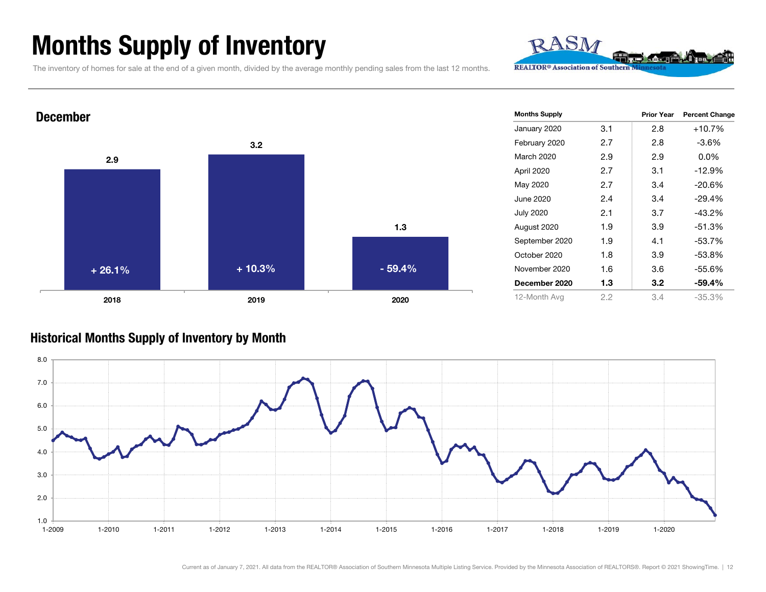# Months Supply of Inventory

The inventory of homes for sale at the end of a given month, divided by the average monthly pending sales from the last 12 months.

## December

| Year | Months Supply | Change |
|---|---|---|
| 2018 | 2.9 | + 26.1% |
| 2019 | 3.2 | + 10.3% |
| 2020 | 1.3 | - 59.4% |

| Months Supply | | Prior Year | Percent Change |
|---|---|---|---|
| January 2020 | 3.1 | 2.8 | +10.7% |
| February 2020 | 2.7 | 2.8 | -3.6% |
| March 2020 | 2.9 | 2.9 | 0.0% |
| April 2020 | 2.7 | 3.1 | -12.9% |
| May 2020 | 2.7 | 3.4 | -20.6% |
| June 2020 | 2.4 | 3.4 | -29.4% |
| July 2020 | 2.1 | 3.7 | -43.2% |
| August 2020 | 1.9 | 3.9 | -51.3% |
| September 2020 | 1.9 | 4.1 | -53.7% |
| October 2020 | 1.8 | 3.9 | -53.8% |
| November 2020 | 1.6 | 3.6 | -55.6% |
| **December 2020** | **1.3** | **3.2** | **-59.4%** |
| 12-Month Avg | 2.2 | 3.4 | -35.3% |

## Historical Months Supply of Inventory by Month

Current as of January 7, 2021. All data from the REALTOR® Association of Southern Minnesota Multiple Listing Service. Provided by the Minnesota Association of REALTORS®. Report © 2021 ShowingTime.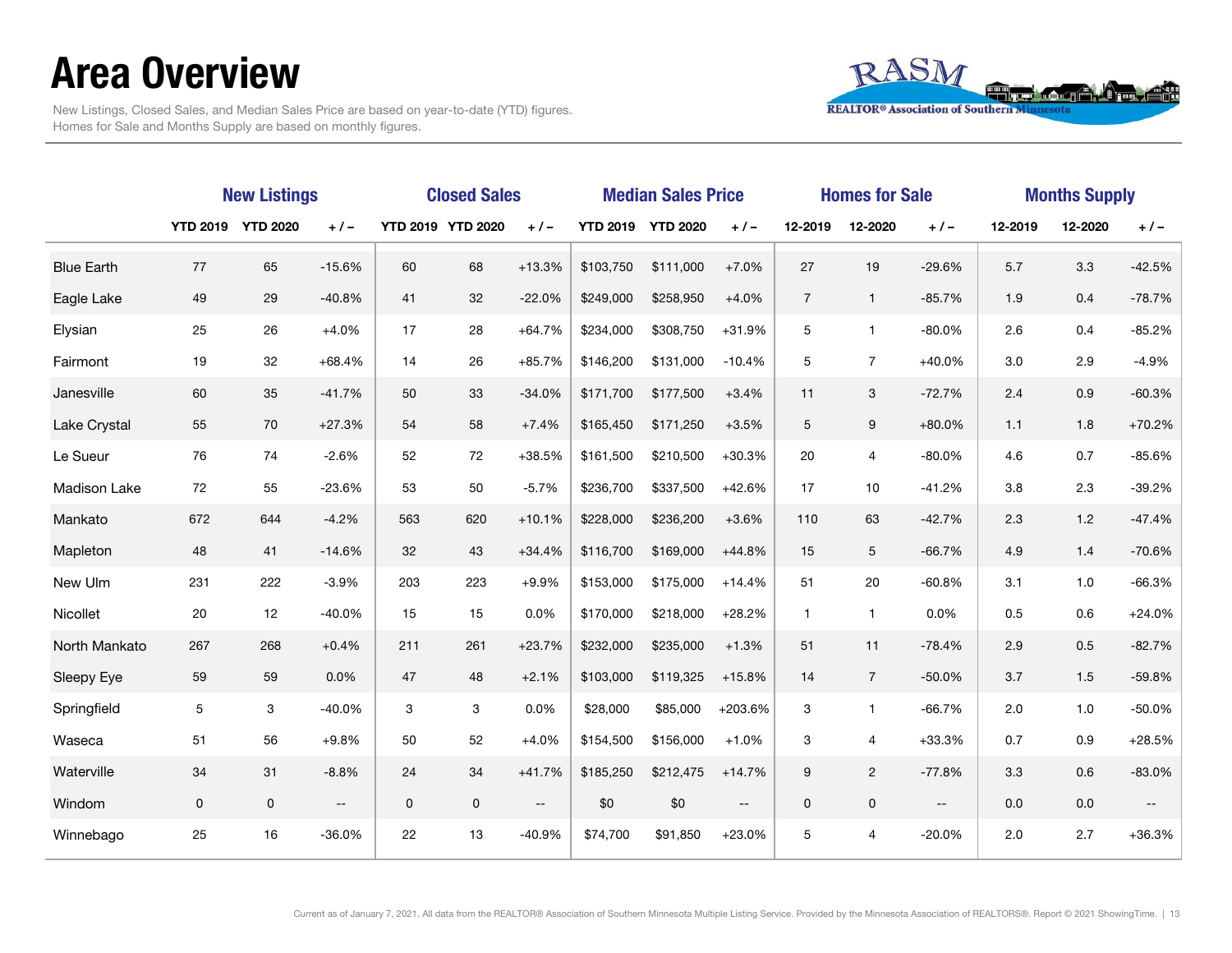# Area Overview

New Listings, Closed Sales, and Median Sales Price are based on year-to-date (YTD) figures.
Homes for Sale and Months Supply are based on monthly figures.

| | New Listings | | | Closed Sales | | | Median Sales Price | | | Homes for Sale | | | Months Supply | | |
|---|---|---|---|---|---|---|---|---|---|---|---|---|---|---|---|
| | YTD 2019 | YTD 2020 | + / – | YTD 2019 | YTD 2020 | + / – | YTD 2019 | YTD 2020 | + / – | 12-2019 | 12-2020 | + / – | 12-2019 | 12-2020 | + / – |
| Blue Earth | 77 | 65 | -15.6% | 60 | 68 | +13.3% | $103,750 | $111,000 | +7.0% | 27 | 19 | -29.6% | 5.7 | 3.3 | -42.5% |
| Eagle Lake | 49 | 29 | -40.8% | 41 | 32 | -22.0% | $249,000 | $258,950 | +4.0% | 7 | 1 | -85.7% | 1.9 | 0.4 | -78.7% |
| Elysian | 25 | 26 | +4.0% | 17 | 28 | +64.7% | $234,000 | $308,750 | +31.9% | 5 | 1 | -80.0% | 2.6 | 0.4 | -85.2% |
| Fairmont | 19 | 32 | +68.4% | 14 | 26 | +85.7% | $146,200 | $131,000 | -10.4% | 5 | 7 | +40.0% | 3.0 | 2.9 | -4.9% |
| Janesville | 60 | 35 | -41.7% | 50 | 33 | -34.0% | $171,700 | $177,500 | +3.4% | 11 | 3 | -72.7% | 2.4 | 0.9 | -60.3% |
| Lake Crystal | 55 | 70 | +27.3% | 54 | 58 | +7.4% | $165,450 | $171,250 | +3.5% | 5 | 9 | +80.0% | 1.1 | 1.8 | +70.2% |
| Le Sueur | 76 | 74 | -2.6% | 52 | 72 | +38.5% | $161,500 | $210,500 | +30.3% | 20 | 4 | -80.0% | 4.6 | 0.7 | -85.6% |
| Madison Lake | 72 | 55 | -23.6% | 53 | 50 | -5.7% | $236,700 | $337,500 | +42.6% | 17 | 10 | -41.2% | 3.8 | 2.3 | -39.2% |
| Mankato | 672 | 644 | -4.2% | 563 | 620 | +10.1% | $228,000 | $236,200 | +3.6% | 110 | 63 | -42.7% | 2.3 | 1.2 | -47.4% |
| Mapleton | 48 | 41 | -14.6% | 32 | 43 | +34.4% | $116,700 | $169,000 | +44.8% | 15 | 5 | -66.7% | 4.9 | 1.4 | -70.6% |
| New Ulm | 231 | 222 | -3.9% | 203 | 223 | +9.9% | $153,000 | $175,000 | +14.4% | 51 | 20 | -60.8% | 3.1 | 1.0 | -66.3% |
| Nicollet | 20 | 12 | -40.0% | 15 | 15 | 0.0% | $170,000 | $218,000 | +28.2% | 1 | 1 | 0.0% | 0.5 | 0.6 | +24.0% |
| North Mankato | 267 | 268 | +0.4% | 211 | 261 | +23.7% | $232,000 | $235,000 | +1.3% | 51 | 11 | -78.4% | 2.9 | 0.5 | -82.7% |
| Sleepy Eye | 59 | 59 | 0.0% | 47 | 48 | +2.1% | $103,000 | $119,325 | +15.8% | 14 | 7 | -50.0% | 3.7 | 1.5 | -59.8% |
| Springfield | 5 | 3 | -40.0% | 3 | 3 | 0.0% | $28,000 | $85,000 | +203.6% | 3 | 1 | -66.7% | 2.0 | 1.0 | -50.0% |
| Waseca | 51 | 56 | +9.8% | 50 | 52 | +4.0% | $154,500 | $156,000 | +1.0% | 3 | 4 | +33.3% | 0.7 | 0.9 | +28.5% |
| Waterville | 34 | 31 | -8.8% | 24 | 34 | +41.7% | $185,250 | $212,475 | +14.7% | 9 | 2 | -77.8% | 3.3 | 0.6 | -83.0% |
| Windom | 0 | 0 | -- | 0 | 0 | -- | $0 | $0 | -- | 0 | 0 | -- | 0.0 | 0.0 | -- |
| Winnebago | 25 | 16 | -36.0% | 22 | 13 | -40.9% | $74,700 | $91,850 | +23.0% | 5 | 4 | -20.0% | 2.0 | 2.7 | +36.3% |

Current as of January 7, 2021. All data from the REALTOR® Association of Southern Minnesota Multiple Listing Service. Provided by the Minnesota Association of REALTORS®. Report © 2021 ShowingTime.